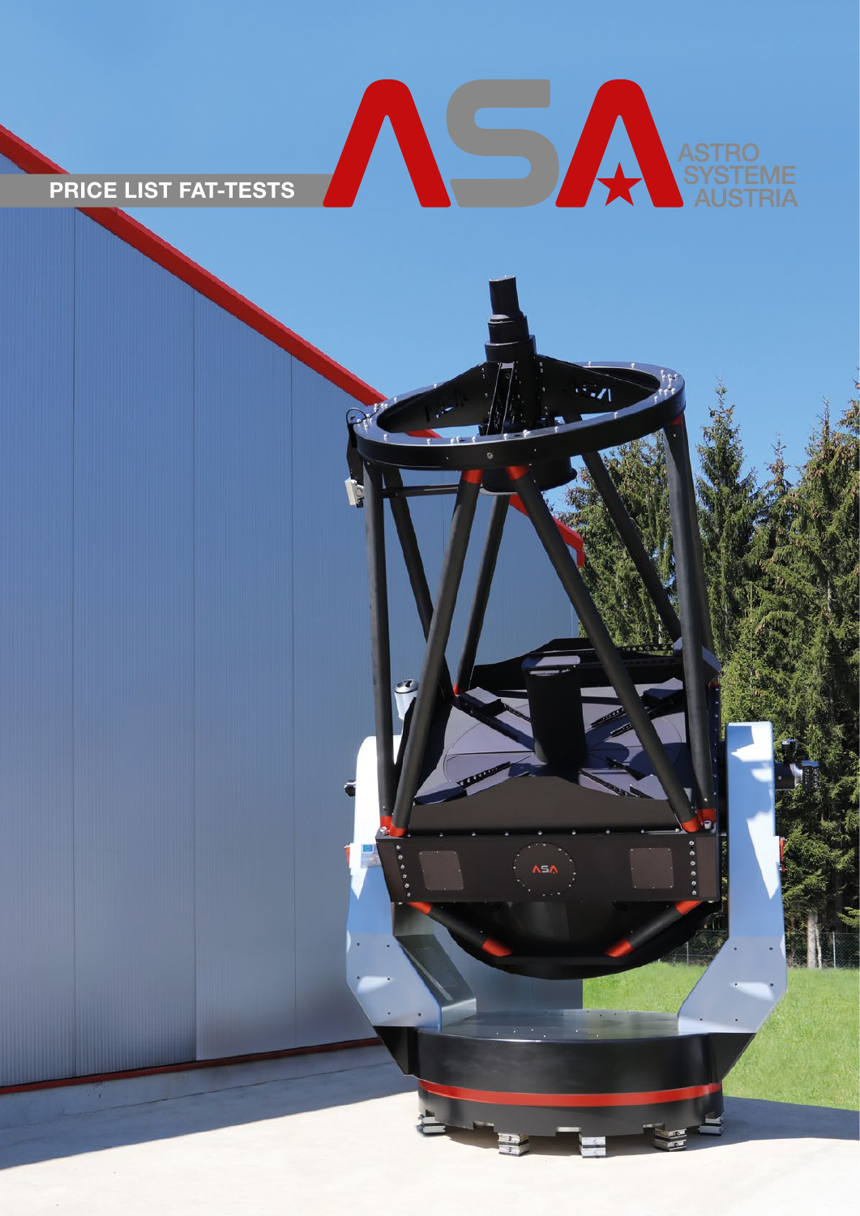# PRICE LIST FAT-TESTS

ASA ASTRO SYSTEME AUSTRIA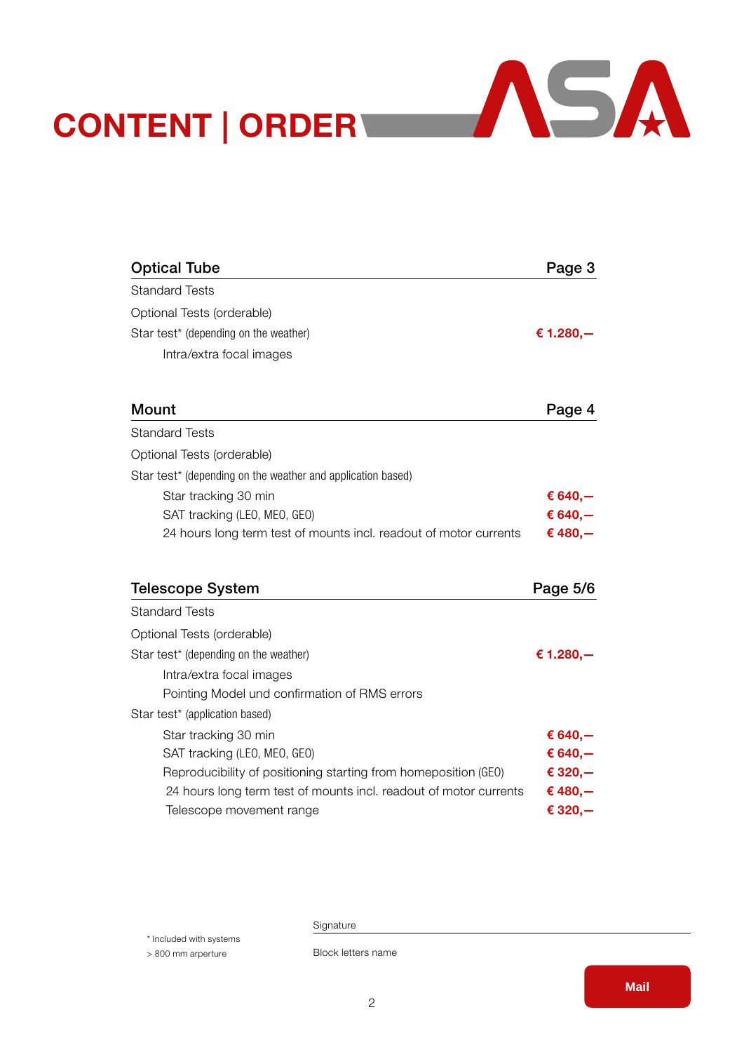# CONTENT | ORDER

ASA

| Optical Tube | Page 3 |
|---|---|
| Standard Tests | |
| Optional Tests (orderable) | |
| Star test* (depending on the weather) | € 1.280,– |
| Intra/extra focal images | |

| Mount | Page 4 |
|---|---|
| Standard Tests | |
| Optional Tests (orderable) | |
| Star test* (depending on the weather and application based) | |
| Star tracking 30 min | € 640,– |
| SAT tracking (LEO, MEO, GEO) | € 640,– |
| 24 hours long term test of mounts incl. readout of motor currents | € 480,– |

| Telescope System | Page 5/6 |
|---|---|
| Standard Tests | |
| Optional Tests (orderable) | |
| Star test* (depending on the weather) | € 1.280,– |
| Intra/extra focal images | |
| Pointing Model und confirmation of RMS errors | |
| Star test* (application based) | |
| Star tracking 30 min | € 640,– |
| SAT tracking (LEO, MEO, GEO) | € 640,– |
| Reproducibility of positioning starting from homeposition (GEO) | € 320,– |
| 24 hours long term test of mounts incl. readout of motor currents | € 480,– |
| Telescope movement range | € 320,– |

* Included with systems
> 800 mm arperture

Signature

Block letters name

Mail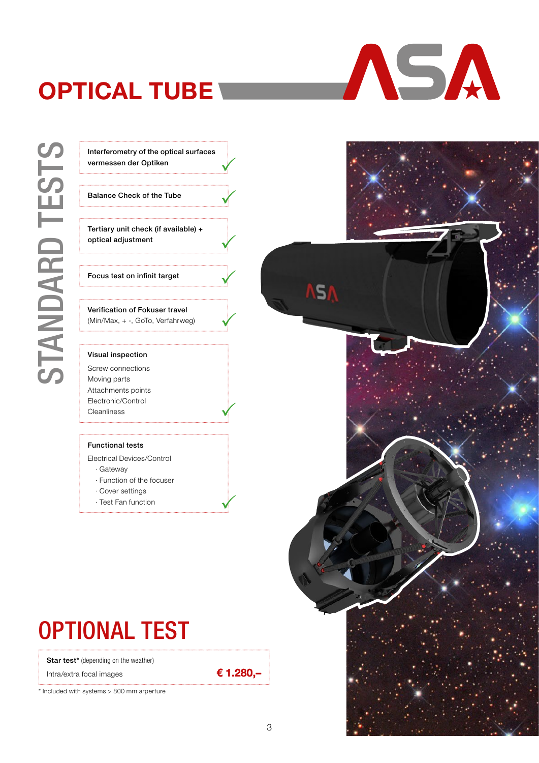# OPTICAL TUBE

## STANDARD TESTS

**Interferometry of the optical surfaces**
**vermessen der Optiken**
✓

**Balance Check of the Tube**
✓

**Tertiary unit check (if available) + optical adjustment**
✓

**Focus test on infinit target**
✓

**Verification of Fokuser travel**
(Min/Max, + -, GoTo, Verfahrweg)
✓

**Visual inspection**
Screw connections
Moving parts
Attachments points
Electronic/Control
Cleanliness
✓

**Functional tests**
Electrical Devices/Control
· Gateway
· Function of the focuser
· Cover settings
· Test Fan function
✓

## OPTIONAL TEST

| | |
|---|---|
| **Star test*** (depending on the weather)<br>Intra/extra focal images | **€ 1.280,–** |

\* Included with systems > 800 mm arperture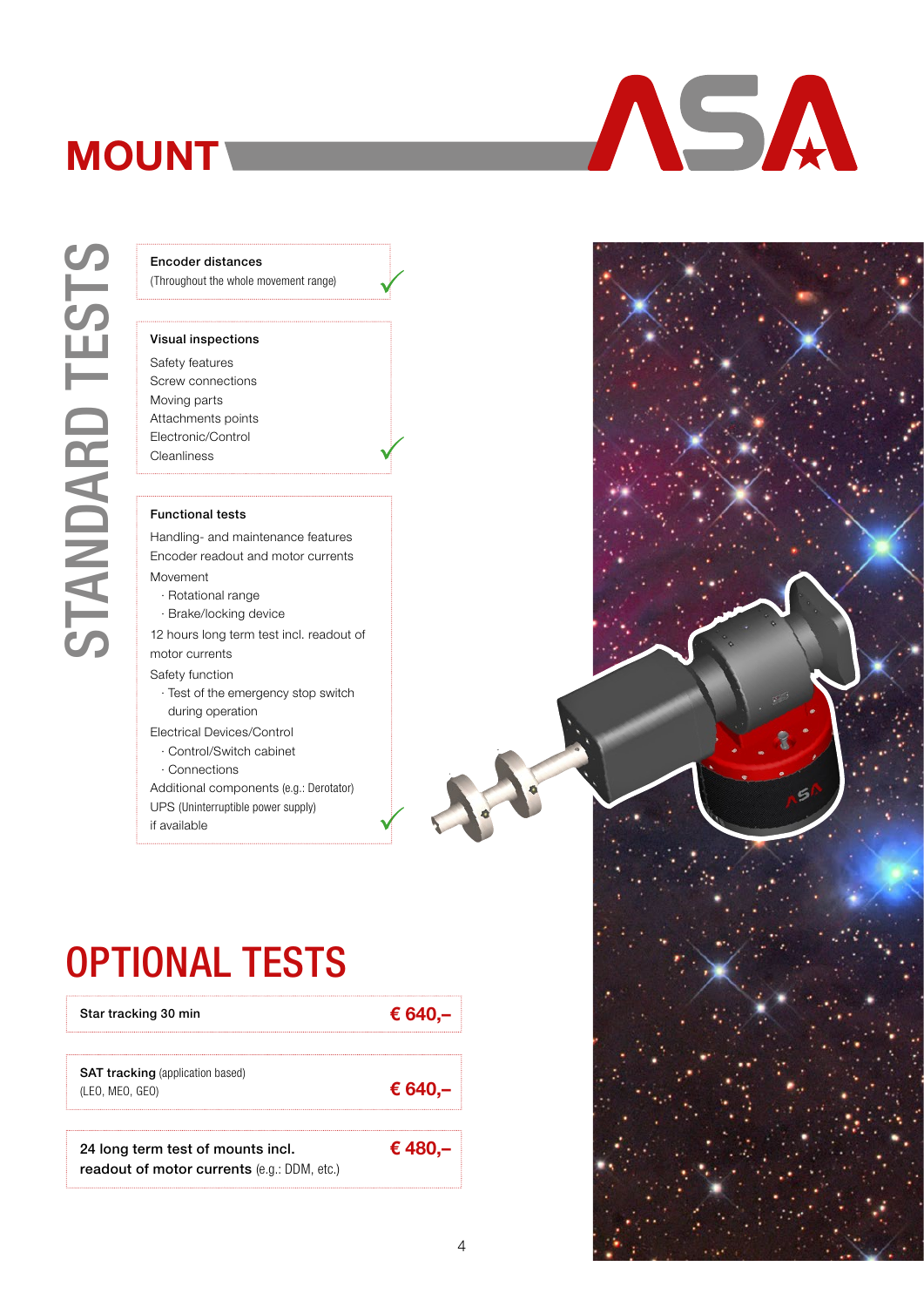# MOUNT

## STANDARD TESTS

**Encoder distances**
(Throughout the whole movement range) ✓

**Visual inspections**
Safety features
Screw connections
Moving parts
Attachments points
Electronic/Control
Cleanliness ✓

**Functional tests**
Handling- and maintenance features
Encoder readout and motor currents
Movement
- Rotational range
- Brake/locking device

12 hours long term test incl. readout of motor currents
Safety function
- Test of the emergency stop switch during operation

Electrical Devices/Control
- Control/Switch cabinet
- Connections

Additional components (e.g.: Derotator)
UPS (Uninterruptible power supply)
if available ✓

## OPTIONAL TESTS

| Test | Price |
| --- | --- |
| **Star tracking 30 min** | **€ 640,–** |
| **SAT tracking** (application based) (LEO, MEO, GEO) | **€ 640,–** |
| **24 long term test of mounts incl. readout of motor currents** (e.g.: DDM, etc.) | **€ 480,–** |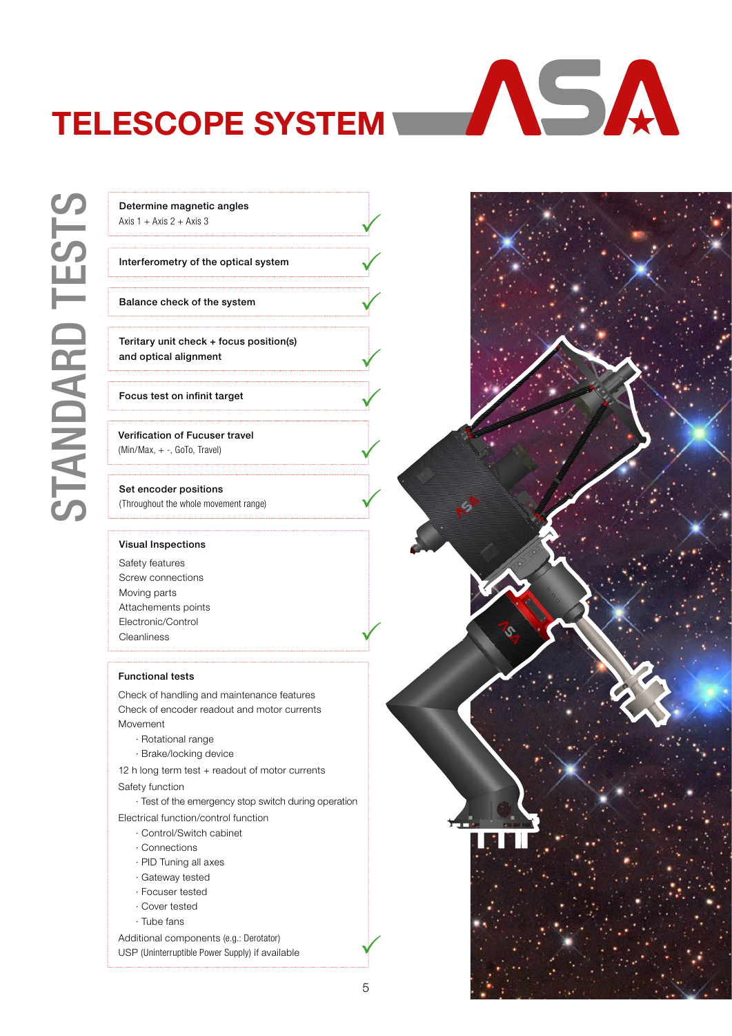# TELESCOPE SYSTEM

## STANDARD TESTS

**Determine magnetic angles**
Axis 1 + Axis 2 + Axis 3 ✓

**Interferometry of the optical system** ✓

**Balance check of the system** ✓

**Teritary unit check + focus position(s) and optical alignment** ✓

**Focus test on infinit target** ✓

**Verification of Fucuser travel**
(Min/Max, + -, GoTo, Travel) ✓

**Set encoder positions**
(Throughout the whole movement range) ✓

**Visual Inspections**

Safety features
Screw connections
Moving parts
Attachements points
Electronic/Control
Cleanliness ✓

**Functional tests**

Check of handling and maintenance features
Check of encoder readout and motor currents
Movement
- Rotational range
- Brake/locking device

12 h long term test + readout of motor currents
Safety function
- Test of the emergency stop switch during operation

Electrical function/control function
- Control/Switch cabinet
- Connections
- PID Tuning all axes
- Gateway tested
- Focuser tested
- Cover tested
- Tube fans

Additional components (e.g.: Derotator)
USP (Uninterruptible Power Supply) if available ✓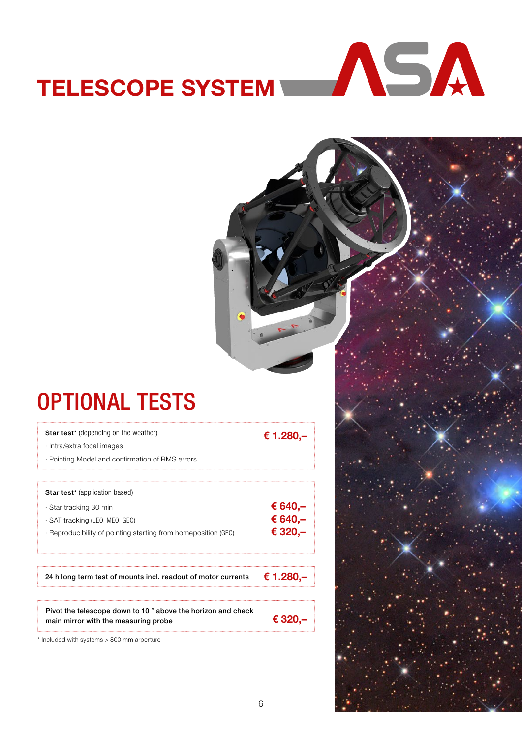# TELESCOPE SYSTEM ASA

## OPTIONAL TESTS

| Test | Price |
|---|---|
| **Star test*** (depending on the weather)<br>· Intra/extra focal images<br>· Pointing Model and confirmation of RMS errors | **€ 1.280,–** |

| Test | Price |
|---|---|
| **Star test*** (application based) | |
| · Star tracking 30 min | **€ 640,–** |
| · SAT tracking (LEO, MEO, GEO) | **€ 640,–** |
| · Reproducibility of pointing starting from homeposition (GEO) | **€ 320,–** |

| Test | Price |
|---|---|
| **24 h long term test of mounts incl. readout of motor currents** | **€ 1.280,–** |

| Test | Price |
|---|---|
| **Pivot the telescope down to 10 ° above the horizon and check main mirror with the measuring probe** | **€ 320,–** |

* Included with systems > 800 mm arperture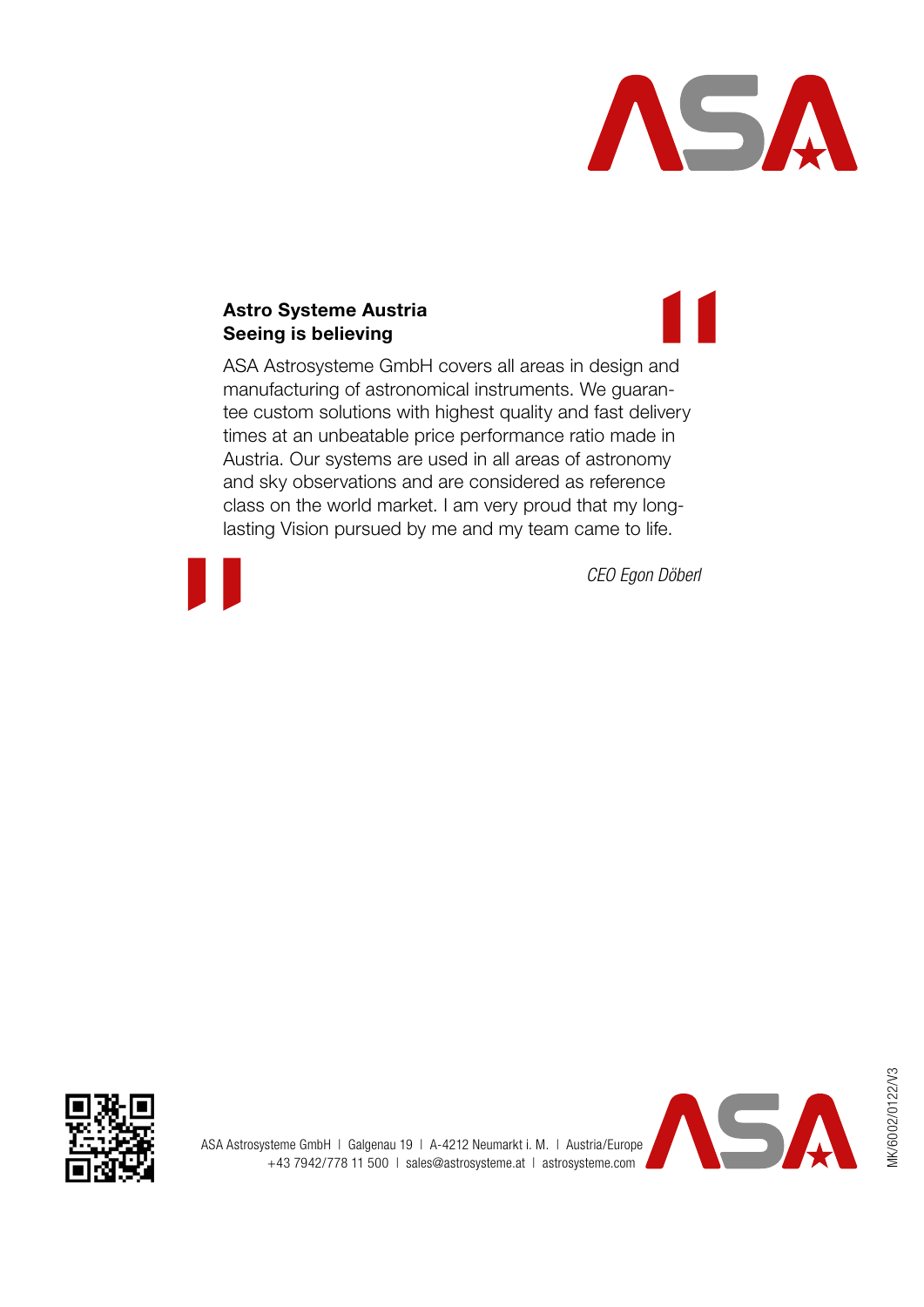**Astro Systeme Austria**
**Seeing is believing**

ASA Astrosysteme GmbH covers all areas in design and manufacturing of astronomical instruments. We guarantee custom solutions with highest quality and fast delivery times at an unbeatable price performance ratio made in Austria. Our systems are used in all areas of astronomy and sky observations and are considered as reference class on the world market. I am very proud that my long-lasting Vision pursued by me and my team came to life.

*CEO Egon Döberl*

ASA Astrosysteme GmbH | Galgenau 19 | A-4212 Neumarkt i. M. | Austria/Europe
+43 7942/778 11 500 | sales@astrosysteme.at | astrosysteme.com

MK/6002/0122/V3